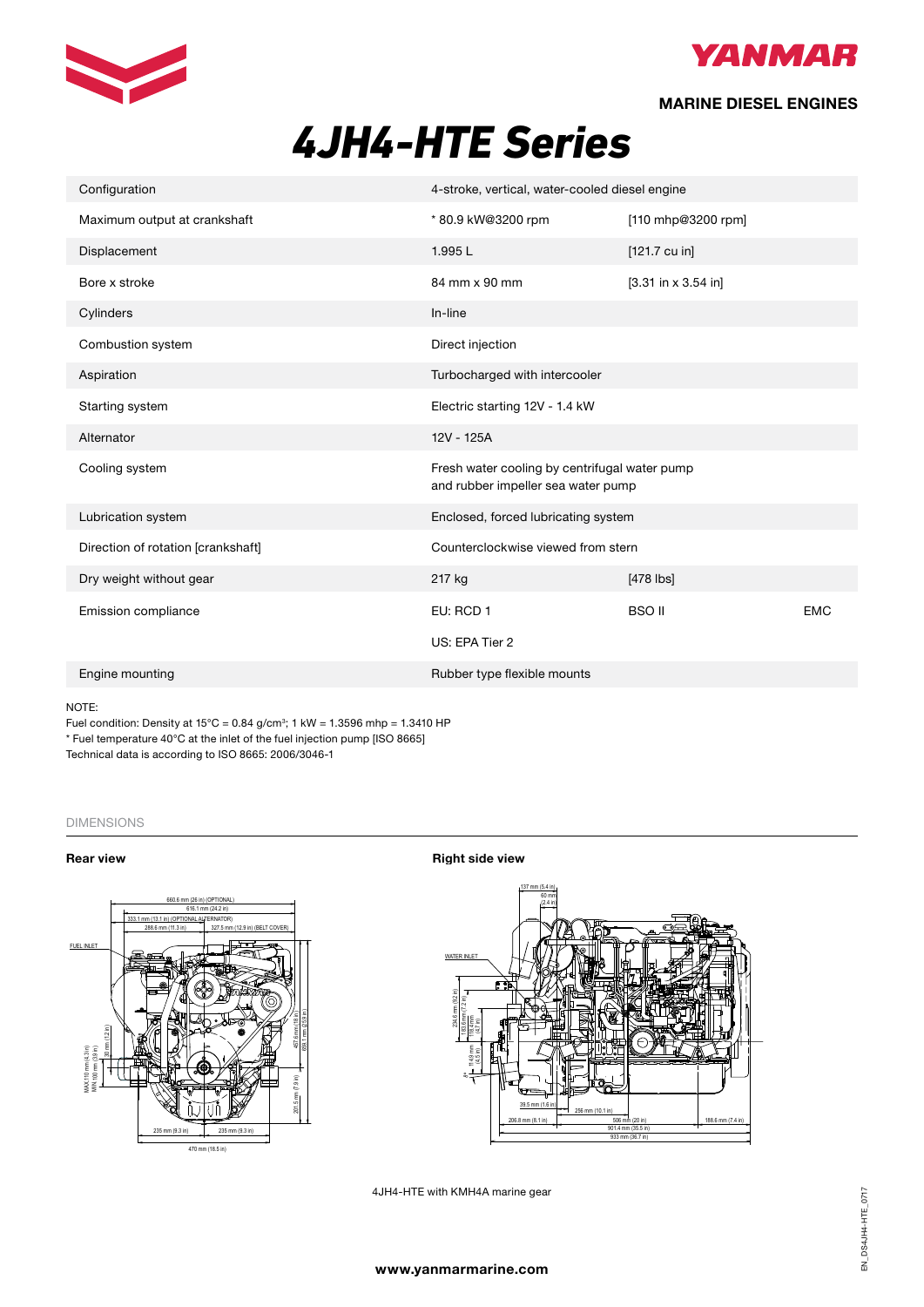MARINE DIESEL ENGINES

# 4JH4-HTE Series

| | | | |
|---|---|---|---|
| Configuration | 4-stroke, vertical, water-cooled diesel engine | | |
| Maximum output at crankshaft | * 80.9 kW@3200 rpm | [110 mhp@3200 rpm] | |
| Displacement | 1.995 L | [121.7 cu in] | |
| Bore x stroke | 84 mm x 90 mm | [3.31 in x 3.54 in] | |
| Cylinders | In-line | | |
| Combustion system | Direct injection | | |
| Aspiration | Turbocharged with intercooler | | |
| Starting system | Electric starting 12V - 1.4 kW | | |
| Alternator | 12V - 125A | | |
| Cooling system | Fresh water cooling by centrifugal water pump and rubber impeller sea water pump | | |
| Lubrication system | Enclosed, forced lubricating system | | |
| Direction of rotation [crankshaft] | Counterclockwise viewed from stern | | |
| Dry weight without gear | 217 kg | [478 lbs] | |
| Emission compliance | EU: RCD 1 | BSO II | EMC |
| | US: EPA Tier 2 | | |
| Engine mounting | Rubber type flexible mounts | | |

NOTE:
Fuel condition: Density at 15°C = 0.84 g/cm³; 1 kW = 1.3596 mhp = 1.3410 HP
* Fuel temperature 40°C at the inlet of the fuel injection pump [ISO 8665]
Technical data is according to ISO 8665: 2006/3046-1

DIMENSIONS

**Rear view**

**Right side view**

4JH4-HTE with KMH4A marine gear

www.yanmarmarine.com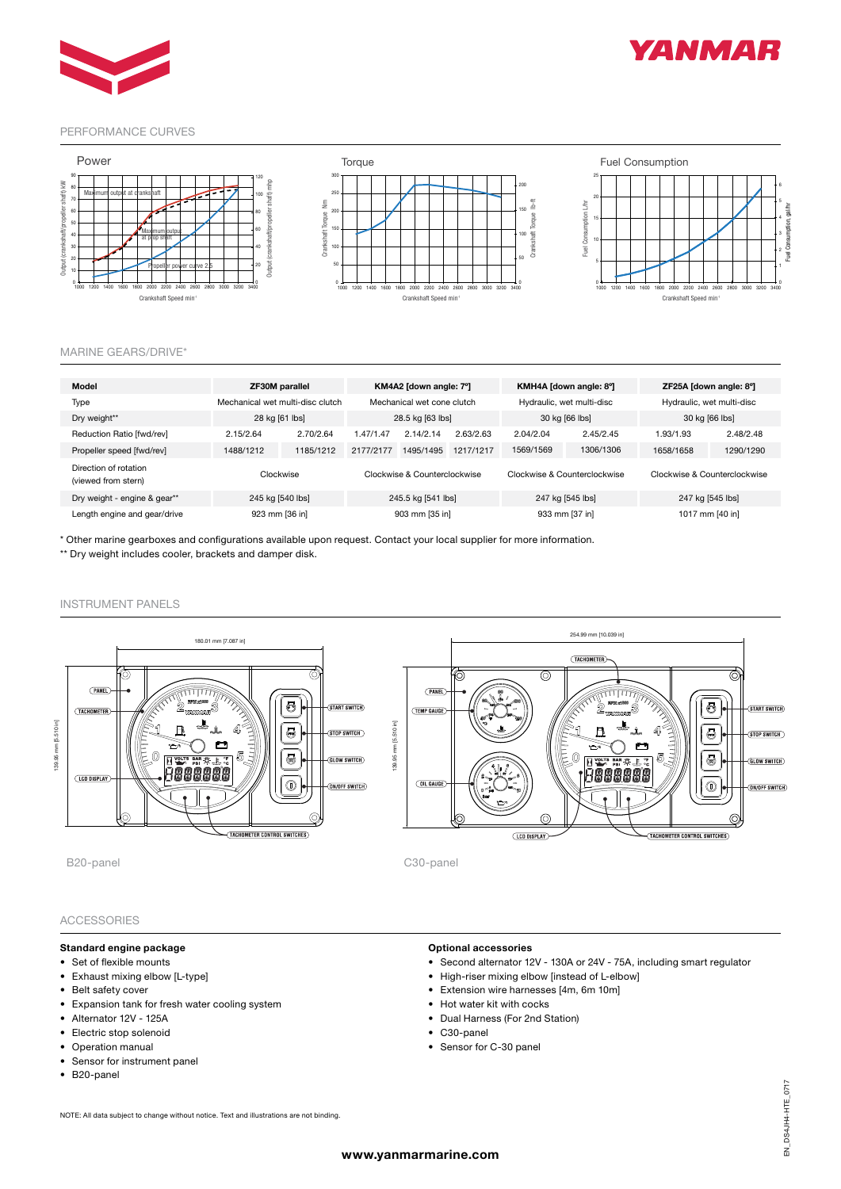## PERFORMANCE CURVES

Power

Output (crankshaft/propeller shaft) kW

Output (crankshaft/propeller shaft) mhp

Maximum output at crankshaft

Maximum output at prop shaft

Propeller power curve 2.5

Crankshaft Speed min⁻¹

Torque

Crankshaft Torque Nm

Crankshaft Torque lb-ft

Crankshaft Speed min⁻¹

Fuel Consumption

Fuel Consumption L/hr

Fuel Consumption gal/hr

Crankshaft Speed min⁻¹

## MARINE GEARS/DRIVE*

| Model | ZF30M parallel | | KM4A2 [down angle: 7°] | | | KMH4A [down angle: 8°] | | ZF25A [down angle: 8°] | |
|---|---|---|---|---|---|---|---|---|---|
| Type | Mechanical wet multi-disc clutch | | Mechanical wet cone clutch | | | Hydraulic, wet multi-disc | | Hydraulic, wet multi-disc | |
| Dry weight** | 28 kg [61 lbs] | | 28.5 kg [63 lbs] | | | 30 kg [66 lbs] | | 30 kg [66 lbs] | |
| Reduction Ratio [fwd/rev] | 2.15/2.64 | 2.70/2.64 | 1.47/1.47 | 2.14/2.14 | 2.63/2.63 | 2.04/2.04 | 2.45/2.45 | 1.93/1.93 | 2.48/2.48 |
| Propeller speed [fwd/rev] | 1488/1212 | 1185/1212 | 2177/2177 | 1495/1495 | 1217/1217 | 1569/1569 | 1306/1306 | 1658/1658 | 1290/1290 |
| Direction of rotation (viewed from stern) | Clockwise | | Clockwise & Counterclockwise | | | Clockwise & Counterclockwise | | Clockwise & Counterclockwise | |
| Dry weight - engine & gear** | 245 kg [540 lbs] | | 245.5 kg [541 lbs] | | | 247 kg [545 lbs] | | 247 kg [545 lbs] | |
| Length engine and gear/drive | 923 mm [36 in] | | 903 mm [35 in] | | | 933 mm [37 in] | | 1017 mm [40 in] | |

\* Other marine gearboxes and configurations available upon request. Contact your local supplier for more information.

\** Dry weight includes cooler, brackets and damper disk.

## INSTRUMENT PANELS

180.01 mm [7.087 in]

139.95 mm [5.510 in]

PANEL

TACHOMETER

LCD DISPLAY

START SWITCH

STOP SWITCH

GLOW SWITCH

ON/OFF SWITCH

TACHOMETER CONTROL SWITCHES

B20-panel

254.99 mm [10.039 in]

139.95 mm [5.510 in]

TACHOMETER

PANEL

TEMP GAUGE

OIL GAUGE

LCD DISPLAY

START SWITCH

STOP SWITCH

GLOW SWITCH

ON/OFF SWITCH

TACHOMETER CONTROL SWITCHES

C30-panel

## ACCESSORIES

**Standard engine package**

- Set of flexible mounts
- Exhaust mixing elbow [L-type]
- Belt safety cover
- Expansion tank for fresh water cooling system
- Alternator 12V - 125A
- Electric stop solenoid
- Operation manual
- Sensor for instrument panel
- B20-panel

**Optional accessories**

- Second alternator 12V - 130A or 24V - 75A, including smart regulator
- High-riser mixing elbow [instead of L-elbow]
- Extension wire harnesses [4m, 6m 10m]
- Hot water kit with cocks
- Dual Harness (For 2nd Station)
- C30-panel
- Sensor for C-30 panel

NOTE: All data subject to change without notice. Text and illustrations are not binding.

www.yanmarmarine.com

EN_DS4JH4-HTE_0717